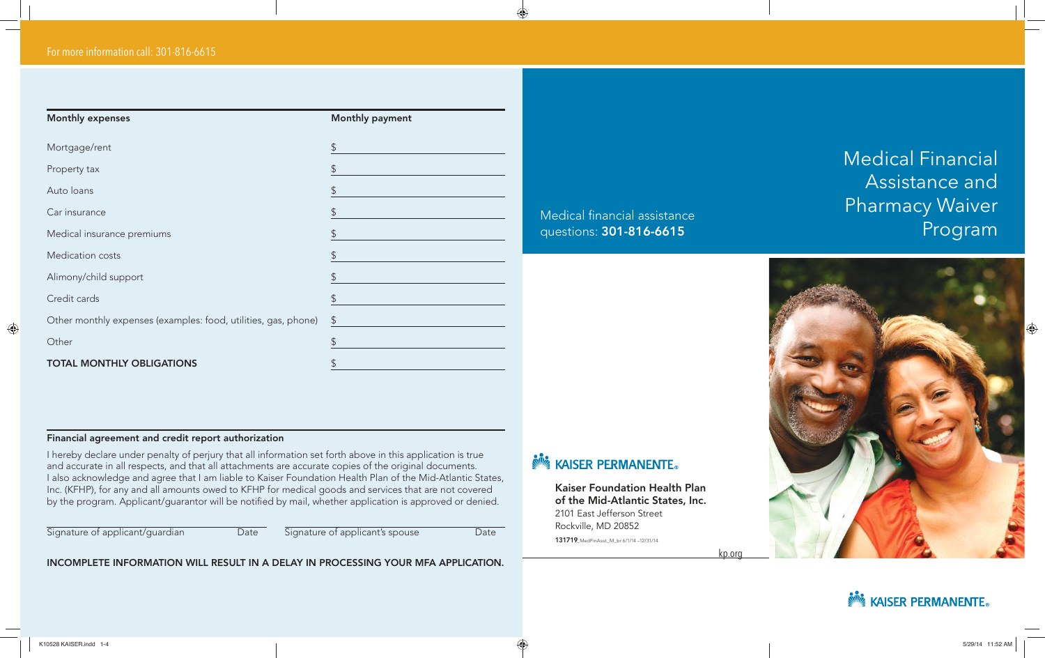For more information call: 301-816-6615

| Monthly expenses | Monthly payment |
| --- | --- |
| Mortgage/rent | $ |
| Property tax | $ |
| Auto loans | $ |
| Car insurance | $ |
| Medical insurance premiums | $ |
| Medication costs | $ |
| Alimony/child support | $ |
| Credit cards | $ |
| Other monthly expenses (examples: food, utilities, gas, phone) | $ |
| Other | $ |
| **TOTAL MONTHLY OBLIGATIONS** | $ |

**Financial agreement and credit report authorization**

I hereby declare under penalty of perjury that all information set forth above in this application is true and accurate in all respects, and that all attachments are accurate copies of the original documents. I also acknowledge and agree that I am liable to Kaiser Foundation Health Plan of the Mid-Atlantic States, Inc. (KFHP), for any and all amounts owed to KFHP for medical goods and services that are not covered by the program. Applicant/guarantor will be notified by mail, whether application is approved or denied.

Signature of applicant/guardian ______ Date ______ Signature of applicant's spouse ______ Date ______

**INCOMPLETE INFORMATION WILL RESULT IN A DELAY IN PROCESSING YOUR MFA APPLICATION.**

Medical financial assistance questions: **301-816-6615**

KAISER PERMANENTE®

**Kaiser Foundation Health Plan of the Mid-Atlantic States, Inc.**
2101 East Jefferson Street
Rockville, MD 20852

**131719**_MedFinAsst_M_br 6/1/14 –12/31/14

kp.org

# Medical Financial Assistance and Pharmacy Waiver Program

KAISER PERMANENTE®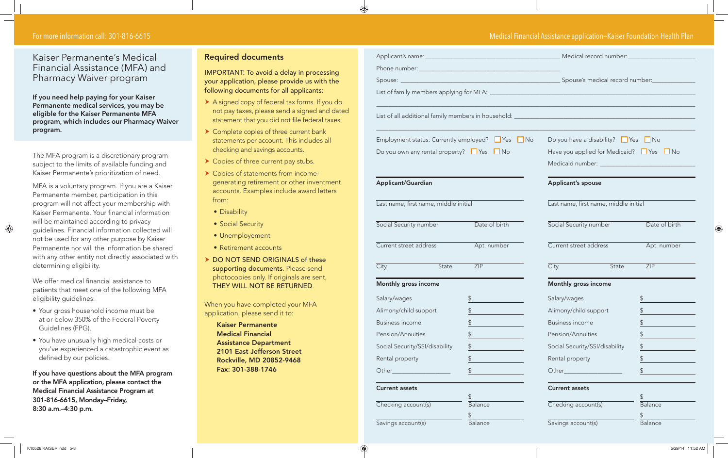# Kaiser Permanente's Medical Financial Assistance (MFA) and Pharmacy Waiver program

**If you need help paying for your Kaiser Permanente medical services, you may be eligible for the Kaiser Permanente MFA program, which includes our Pharmacy Waiver program.**

The MFA program is a discretionary program subject to the limits of available funding and Kaiser Permanente's prioritization of need.

MFA is a voluntary program. If you are a Kaiser Permanente member, participation in this program will not affect your membership with Kaiser Permanente. Your financial information will be maintained according to privacy guidelines. Financial information collected will not be used for any other purpose by Kaiser Permanente nor will the information be shared with any other entity not directly associated with determining eligibility.

We offer medical financial assistance to patients that meet one of the following MFA eligibility guidelines:

- Your gross household income must be at or below 350% of the Federal Poverty Guidelines (FPG).
- You have unusually high medical costs or you've experienced a catastrophic event as defined by our policies.

**If you have questions about the MFA program or the MFA application, please contact the Medical Financial Assistance Program at 301-816-6615, Monday–Friday, 8:30 a.m.–4:30 p.m.**

## Required documents

IMPORTANT: To avoid a delay in processing your application, please provide us with the following documents for all applicants:

- A signed copy of federal tax forms. If you do not pay taxes, please send a signed and dated statement that you did not file federal taxes.
- Complete copies of three current bank statements per account. This includes all checking and savings accounts.
- Copies of three current pay stubs.
- Copies of statements from income-generating retirement or other inventment accounts. Examples include award letters from:
  - Disability
  - Social Security
  - Unemployement
  - Retirement accounts
- DO NOT SEND ORIGINALS of these supporting documents. Please send photocopies only. If originals are sent, THEY WILL NOT BE RETURNED.

When you have completed your MFA application, please send it to:

**Kaiser Permanente**
**Medical Financial Assistance Department**
**2101 East Jefferson Street**
**Rockville, MD 20852-9468**
**Fax: 301-388-1746**

Applicant's name: ______________________ Medical record number: ______________________

Phone number: ______________________

Spouse: ______________________ Spouse's medical record number: ______________________

List of family members applying for MFA: ______________________

List of all additional family members in household: ______________________

Employment status: Currently employed? ☐ Yes ☐ No

Do you have a disability? ☐ Yes ☐ No

Do you own any rental property? ☐ Yes ☐ No

Have you applied for Medicaid? ☐ Yes ☐ No

Medicaid number: ______________________

| Applicant/Guardian | | Applicant's spouse | |
|---|---|---|---|
| Last name, first name, middle initial | | Last name, first name, middle initial | |
| Social Security number | Date of birth | Social Security number | Date of birth |
| Current street address | Apt. number | Current street address | Apt. number |
| City State | ZIP | City State | ZIP |
| **Monthly gross income** | | **Monthly gross income** | |
| Salary/wages | $ | Salary/wages | $ |
| Alimony/child support | $ | Alimony/child support | $ |
| Business income | $ | Business income | $ |
| Pension/Annuities | $ | Pension/Annuities | $ |
| Social Security/SSI/disability | $ | Social Security/SSI/disability | $ |
| Rental property | $ | Rental property | $ |
| Other__________ | $ | Other__________ | $ |
| **Current assets** | | **Current assets** | |
| Checking account(s) | $ Balance | Checking account(s) | $ Balance |
| Savings account(s) | $ Balance | Savings account(s) | $ Balance |